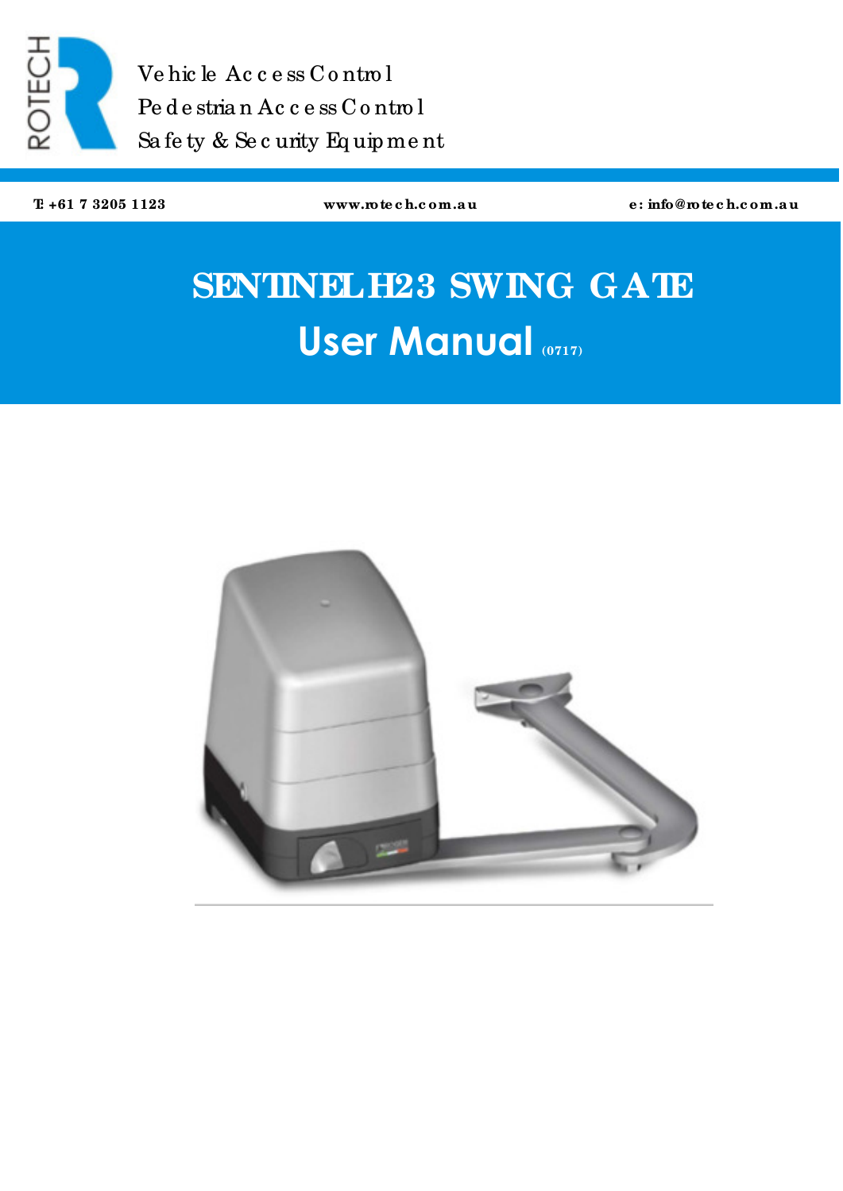Vehicle Access Control
Pedestrian Access Control
Safety & Security Equipment

T: +61 7 3205 1123 | www.rotech.com.au | e: info@rotech.com.au

# SENTINEL H23 SWING GATE

## User Manual (0717)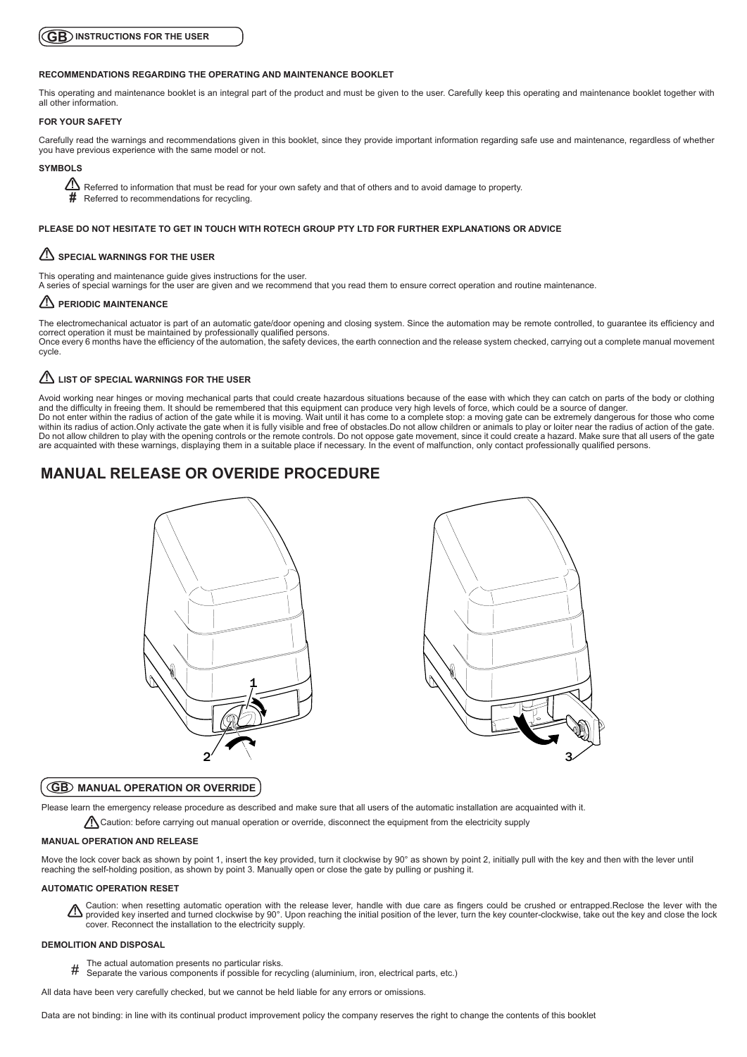## GB INSTRUCTIONS FOR THE USER

### RECOMMENDATIONS REGARDING THE OPERATING AND MAINTENANCE BOOKLET

This operating and maintenance booklet is an integral part of the product and must be given to the user. Carefully keep this operating and maintenance booklet together with all other information.

### FOR YOUR SAFETY

Carefully read the warnings and recommendations given in this booklet, since they provide important information regarding safe use and maintenance, regardless of whether you have previous experience with the same model or not.

### SYMBOLS

⚠ Referred to information that must be read for your own safety and that of others and to avoid damage to property.

# Referred to recommendations for recycling.

**PLEASE DO NOT HESITATE TO GET IN TOUCH WITH ROTECH GROUP PTY LTD FOR FURTHER EXPLANATIONS OR ADVICE**

### ⚠ SPECIAL WARNINGS FOR THE USER

This operating and maintenance guide gives instructions for the user.
A series of special warnings for the user are given and we recommend that you read them to ensure correct operation and routine maintenance.

### ⚠ PERIODIC MAINTENANCE

The electromechanical actuator is part of an automatic gate/door opening and closing system. Since the automation may be remote controlled, to guarantee its efficiency and correct operation it must be maintained by professionally qualified persons.
Once every 6 months have the efficiency of the automation, the safety devices, the earth connection and the release system checked, carrying out a complete manual movement cycle.

### ⚠ LIST OF SPECIAL WARNINGS FOR THE USER

Avoid working near hinges or moving mechanical parts that could create hazardous situations because of the ease with which they can catch on parts of the body or clothing and the difficulty in freeing them. It should be remembered that this equipment can produce very high levels of force, which could be a source of danger.
Do not enter within the radius of action of the gate while it is moving. Wait until it has come to a complete stop: a moving gate can be extremely dangerous for those who come within its radius of action.Only activate the gate when it is fully visible and free of obstacles.Do not allow children or animals to play or loiter near the radius of action of the gate. Do not allow children to play with the opening controls or the remote controls. Do not oppose gate movement, since it could create a hazard. Make sure that all users of the gate are acquainted with these warnings, displaying them in a suitable place if necessary. In the event of malfunction, only contact professionally qualified persons.

# MANUAL RELEASE OR OVERIDE PROCEDURE

1

2

3

## GB MANUAL OPERATION OR OVERRIDE

Please learn the emergency release procedure as described and make sure that all users of the automatic installation are acquainted with it.

⚠ Caution: before carrying out manual operation or override, disconnect the equipment from the electricity supply

### MANUAL OPERATION AND RELEASE

Move the lock cover back as shown by point 1, insert the key provided, turn it clockwise by 90° as shown by point 2, initially pull with the key and then with the lever until reaching the self-holding position, as shown by point 3. Manually open or close the gate by pulling or pushing it.

### AUTOMATIC OPERATION RESET

⚠ Caution: when resetting automatic operation with the release lever, handle with due care as fingers could be crushed or entrapped.Reclose the lever with the provided key inserted and turned clockwise by 90°. Upon reaching the initial position of the lever, turn the key counter-clockwise, take out the key and close the lock cover. Reconnect the installation to the electricity supply.

### DEMOLITION AND DISPOSAL

# The actual automation presents no particular risks.
Separate the various components if possible for recycling (aluminium, iron, electrical parts, etc.)

All data have been very carefully checked, but we cannot be held liable for any errors or omissions.

Data are not binding: in line with its continual product improvement policy the company reserves the right to change the contents of this booklet